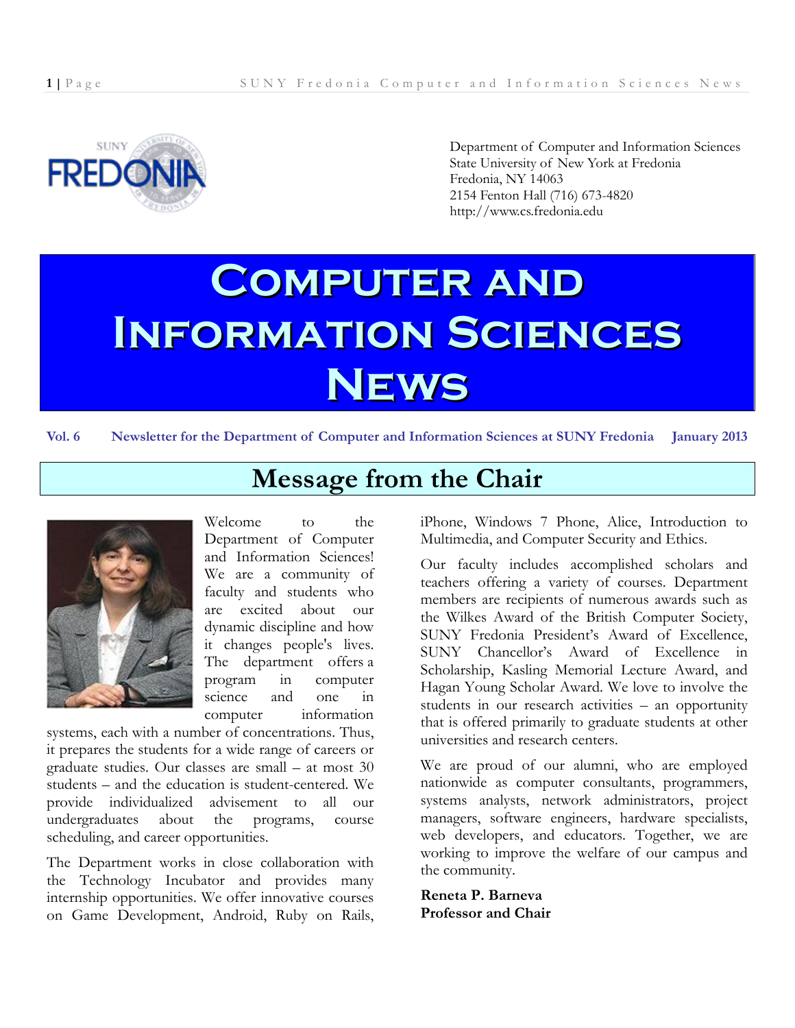Department of Computer and Information Sciences
State University of New York at Fredonia
Fredonia, NY 14063
2154 Fenton Hall (716) 673-4820
http://www.cs.fredonia.edu

# Computer and Information Sciences News

**Vol. 6 Newsletter for the Department of Computer and Information Sciences at SUNY Fredonia January 2013**

## Message from the Chair

Welcome to the Department of Computer and Information Sciences! We are a community of faculty and students who are excited about our dynamic discipline and how it changes people's lives. The department offers a program in computer science and one in computer information systems, each with a number of concentrations. Thus, it prepares the students for a wide range of careers or graduate studies. Our classes are small – at most 30 students – and the education is student-centered. We provide individualized advisement to all our undergraduates about the programs, course scheduling, and career opportunities.

The Department works in close collaboration with the Technology Incubator and provides many internship opportunities. We offer innovative courses on Game Development, Android, Ruby on Rails, iPhone, Windows 7 Phone, Alice, Introduction to Multimedia, and Computer Security and Ethics.

Our faculty includes accomplished scholars and teachers offering a variety of courses. Department members are recipients of numerous awards such as the Wilkes Award of the British Computer Society, SUNY Fredonia President's Award of Excellence, SUNY Chancellor's Award of Excellence in Scholarship, Kasling Memorial Lecture Award, and Hagan Young Scholar Award. We love to involve the students in our research activities – an opportunity that is offered primarily to graduate students at other universities and research centers.

We are proud of our alumni, who are employed nationwide as computer consultants, programmers, systems analysts, network administrators, project managers, software engineers, hardware specialists, web developers, and educators. Together, we are working to improve the welfare of our campus and the community.

**Reneta P. Barneva**
**Professor and Chair**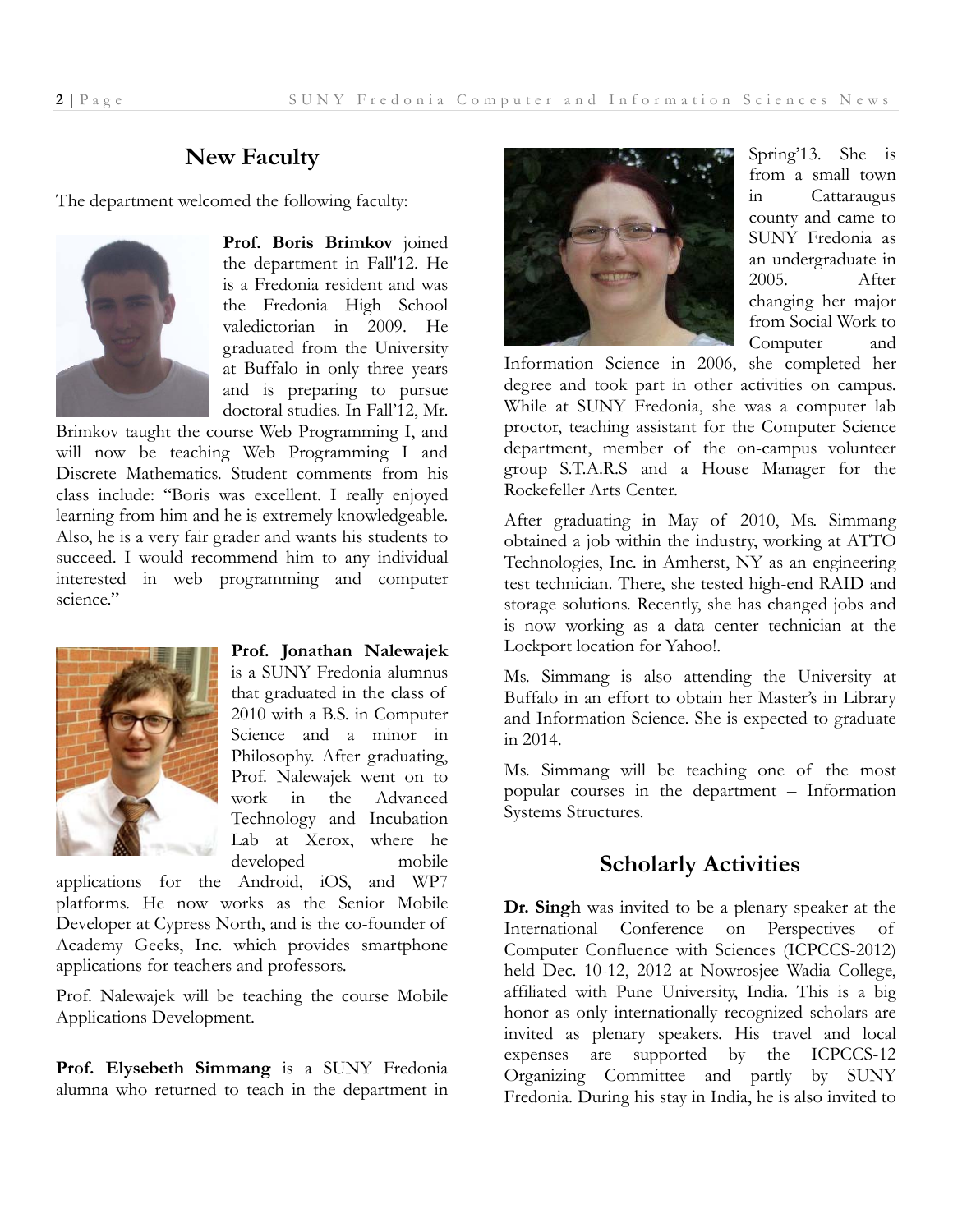## New Faculty

The department welcomed the following faculty:

**Prof. Boris Brimkov** joined the department in Fall'12. He is a Fredonia resident and was the Fredonia High School valedictorian in 2009. He graduated from the University at Buffalo in only three years and is preparing to pursue doctoral studies. In Fall'12, Mr. Brimkov taught the course Web Programming I, and will now be teaching Web Programming I and Discrete Mathematics. Student comments from his class include: "Boris was excellent. I really enjoyed learning from him and he is extremely knowledgeable. Also, he is a very fair grader and wants his students to succeed. I would recommend him to any individual interested in web programming and computer science."

**Prof. Jonathan Nalewajek** is a SUNY Fredonia alumnus that graduated in the class of 2010 with a B.S. in Computer Science and a minor in Philosophy. After graduating, Prof. Nalewajek went on to work in the Advanced Technology and Incubation Lab at Xerox, where he developed mobile applications for the Android, iOS, and WP7 platforms. He now works as the Senior Mobile Developer at Cypress North, and is the co-founder of Academy Geeks, Inc. which provides smartphone applications for teachers and professors.

Prof. Nalewajek will be teaching the course Mobile Applications Development.

**Prof. Elysebeth Simmang** is a SUNY Fredonia alumna who returned to teach in the department in Spring'13. She is from a small town in Cattaraugus county and came to SUNY Fredonia as an undergraduate in 2005. After changing her major from Social Work to Computer and Information Science in 2006, she completed her degree and took part in other activities on campus. While at SUNY Fredonia, she was a computer lab proctor, teaching assistant for the Computer Science department, member of the on-campus volunteer group S.T.A.R.S and a House Manager for the Rockefeller Arts Center.

After graduating in May of 2010, Ms. Simmang obtained a job within the industry, working at ATTO Technologies, Inc. in Amherst, NY as an engineering test technician. There, she tested high-end RAID and storage solutions. Recently, she has changed jobs and is now working as a data center technician at the Lockport location for Yahoo!.

Ms. Simmang is also attending the University at Buffalo in an effort to obtain her Master's in Library and Information Science. She is expected to graduate in 2014.

Ms. Simmang will be teaching one of the most popular courses in the department – Information Systems Structures.

## Scholarly Activities

**Dr. Singh** was invited to be a plenary speaker at the International Conference on Perspectives of Computer Confluence with Sciences (ICPCCS-2012) held Dec. 10-12, 2012 at Nowrosjee Wadia College, affiliated with Pune University, India. This is a big honor as only internationally recognized scholars are invited as plenary speakers. His travel and local expenses are supported by the ICPCCS-12 Organizing Committee and partly by SUNY Fredonia. During his stay in India, he is also invited to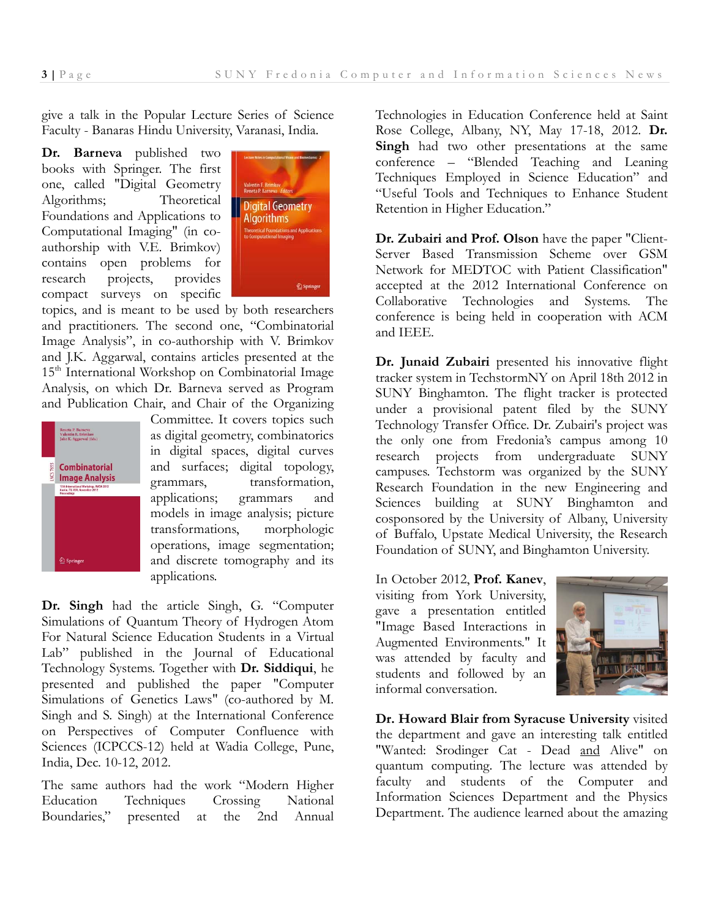give a talk in the Popular Lecture Series of Science Faculty - Banaras Hindu University, Varanasi, India.

**Dr. Barneva** published two books with Springer. The first one, called "Digital Geometry Algorithms; Theoretical Foundations and Applications to Computational Imaging" (in co-authorship with V.E. Brimkov) contains open problems for research projects, provides compact surveys on specific topics, and is meant to be used by both researchers and practitioners. The second one, "Combinatorial Image Analysis", in co-authorship with V. Brimkov and J.K. Aggarwal, contains articles presented at the 15th International Workshop on Combinatorial Image Analysis, on which Dr. Barneva served as Program and Publication Chair, and Chair of the Organizing Committee. It covers topics such as digital geometry, combinatorics in digital spaces, digital curves and surfaces; digital topology, grammars, transformation, applications; grammars and models in image analysis; picture transformations, morphologic operations, image segmentation; and discrete tomography and its applications.

**Dr. Singh** had the article Singh, G. "Computer Simulations of Quantum Theory of Hydrogen Atom For Natural Science Education Students in a Virtual Lab" published in the Journal of Educational Technology Systems. Together with **Dr. Siddiqui**, he presented and published the paper "Computer Simulations of Genetics Laws" (co-authored by M. Singh and S. Singh) at the International Conference on Perspectives of Computer Confluence with Sciences (ICPCCS-12) held at Wadia College, Pune, India, Dec. 10-12, 2012.

The same authors had the work "Modern Higher Education Techniques Crossing National Boundaries," presented at the 2nd Annual Technologies in Education Conference held at Saint Rose College, Albany, NY, May 17-18, 2012. **Dr. Singh** had two other presentations at the same conference – "Blended Teaching and Leaning Techniques Employed in Science Education" and "Useful Tools and Techniques to Enhance Student Retention in Higher Education."

**Dr. Zubairi and Prof. Olson** have the paper "Client-Server Based Transmission Scheme over GSM Network for MEDTOC with Patient Classification" accepted at the 2012 International Conference on Collaborative Technologies and Systems. The conference is being held in cooperation with ACM and IEEE.

**Dr. Junaid Zubairi** presented his innovative flight tracker system in TechstormNY on April 18th 2012 in SUNY Binghamton. The flight tracker is protected under a provisional patent filed by the SUNY Technology Transfer Office. Dr. Zubairi's project was the only one from Fredonia's campus among 10 research projects from undergraduate SUNY campuses. Techstorm was organized by the SUNY Research Foundation in the new Engineering and Sciences building at SUNY Binghamton and cosponsored by the University of Albany, University of Buffalo, Upstate Medical University, the Research Foundation of SUNY, and Binghamton University.

In October 2012, **Prof. Kanev**, visiting from York University, gave a presentation entitled "Image Based Interactions in Augmented Environments." It was attended by faculty and students and followed by an informal conversation.

**Dr. Howard Blair from Syracuse University** visited the department and gave an interesting talk entitled "Wanted: Srodinger Cat - Dead and Alive" on quantum computing. The lecture was attended by faculty and students of the Computer and Information Sciences Department and the Physics Department. The audience learned about the amazing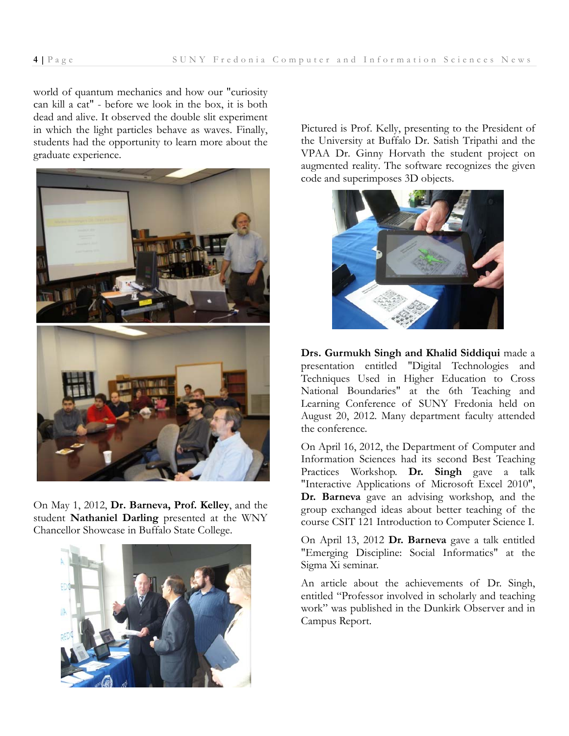world of quantum mechanics and how our "curiosity can kill a cat" - before we look in the box, it is both dead and alive. It observed the double slit experiment in which the light particles behave as waves. Finally, students had the opportunity to learn more about the graduate experience.

On May 1, 2012, **Dr. Barneva, Prof. Kelley**, and the student **Nathaniel Darling** presented at the WNY Chancellor Showcase in Buffalo State College.

Pictured is Prof. Kelly, presenting to the President of the University at Buffalo Dr. Satish Tripathi and the VPAA Dr. Ginny Horvath the student project on augmented reality. The software recognizes the given code and superimposes 3D objects.

**Drs. Gurmukh Singh and Khalid Siddiqui** made a presentation entitled "Digital Technologies and Techniques Used in Higher Education to Cross National Boundaries" at the 6th Teaching and Learning Conference of SUNY Fredonia held on August 20, 2012. Many department faculty attended the conference.

On April 16, 2012, the Department of Computer and Information Sciences had its second Best Teaching Practices Workshop. **Dr. Singh** gave a talk "Interactive Applications of Microsoft Excel 2010", **Dr. Barneva** gave an advising workshop, and the group exchanged ideas about better teaching of the course CSIT 121 Introduction to Computer Science I.

On April 13, 2012 **Dr. Barneva** gave a talk entitled "Emerging Discipline: Social Informatics" at the Sigma Xi seminar.

An article about the achievements of Dr. Singh, entitled "Professor involved in scholarly and teaching work" was published in the Dunkirk Observer and in Campus Report.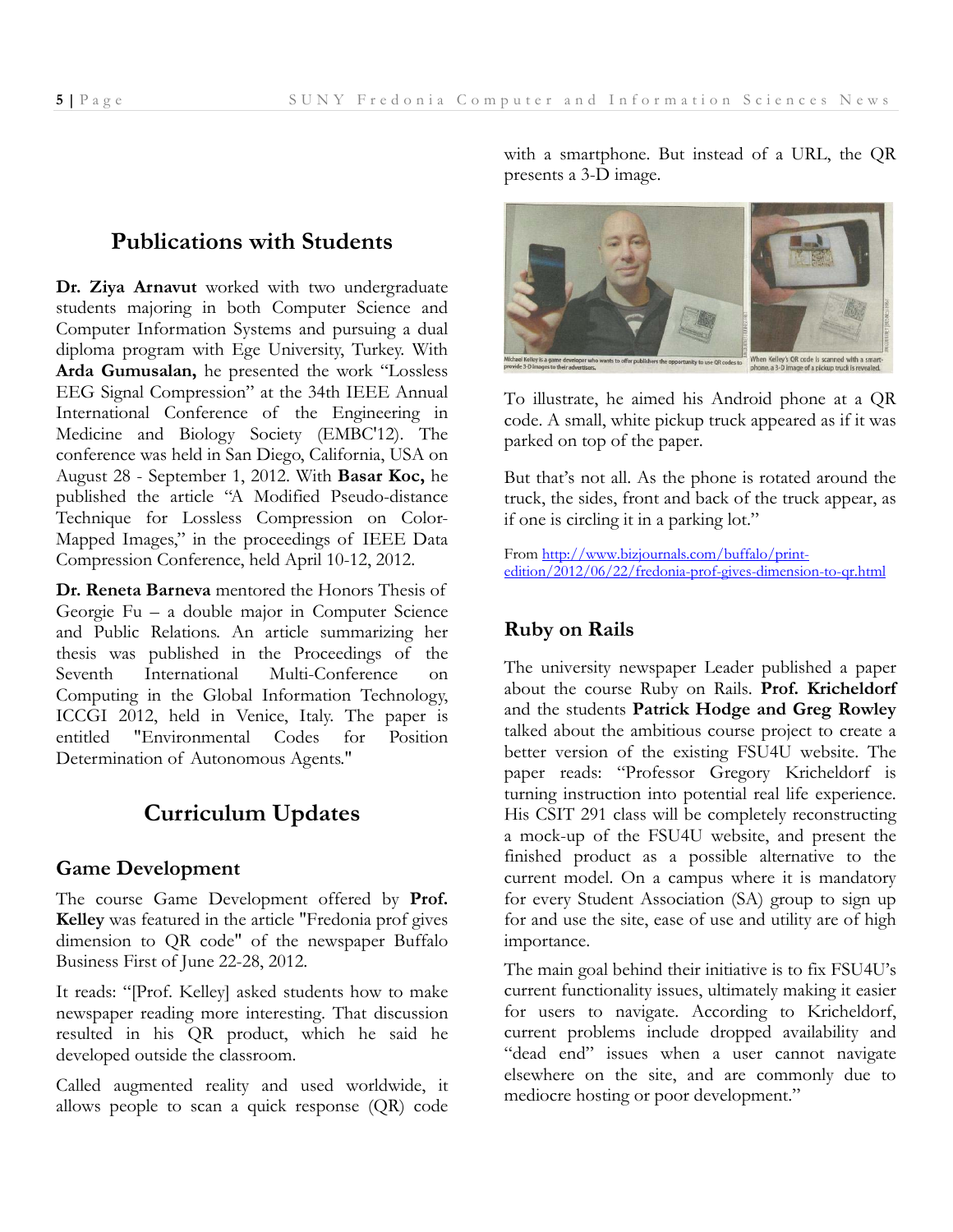## Publications with Students

**Dr. Ziya Arnavut** worked with two undergraduate students majoring in both Computer Science and Computer Information Systems and pursuing a dual diploma program with Ege University, Turkey. With **Arda Gumusalan,** he presented the work "Lossless EEG Signal Compression" at the 34th IEEE Annual International Conference of the Engineering in Medicine and Biology Society (EMBC'12). The conference was held in San Diego, California, USA on August 28 - September 1, 2012. With **Basar Koc,** he published the article "A Modified Pseudo-distance Technique for Lossless Compression on Color-Mapped Images," in the proceedings of IEEE Data Compression Conference, held April 10-12, 2012.

**Dr. Reneta Barneva** mentored the Honors Thesis of Georgie Fu – a double major in Computer Science and Public Relations. An article summarizing her thesis was published in the Proceedings of the Seventh International Multi-Conference on Computing in the Global Information Technology, ICCGI 2012, held in Venice, Italy. The paper is entitled "Environmental Codes for Position Determination of Autonomous Agents."

## Curriculum Updates

### Game Development

The course Game Development offered by **Prof. Kelley** was featured in the article "Fredonia prof gives dimension to QR code" of the newspaper Buffalo Business First of June 22-28, 2012.

It reads: "[Prof. Kelley] asked students how to make newspaper reading more interesting. That discussion resulted in his QR product, which he said he developed outside the classroom.

Called augmented reality and used worldwide, it allows people to scan a quick response (QR) code with a smartphone. But instead of a URL, the QR presents a 3-D image.

Michael Kelley is a game developer who wants to offer publishers the opportunity to use QR codes to provide 3-D images to their advertisers.

When Kelley's QR code is scanned with a smartphone, a 3-D image of a pickup truck is revealed.

To illustrate, he aimed his Android phone at a QR code. A small, white pickup truck appeared as if it was parked on top of the paper.

But that's not all. As the phone is rotated around the truck, the sides, front and back of the truck appear, as if one is circling it in a parking lot."

From http://www.bizjournals.com/buffalo/print-edition/2012/06/22/fredonia-prof-gives-dimension-to-qr.html

### Ruby on Rails

The university newspaper Leader published a paper about the course Ruby on Rails. **Prof. Kricheldorf** and the students **Patrick Hodge and Greg Rowley** talked about the ambitious course project to create a better version of the existing FSU4U website. The paper reads: "Professor Gregory Kricheldorf is turning instruction into potential real life experience. His CSIT 291 class will be completely reconstructing a mock-up of the FSU4U website, and present the finished product as a possible alternative to the current model. On a campus where it is mandatory for every Student Association (SA) group to sign up for and use the site, ease of use and utility are of high importance.

The main goal behind their initiative is to fix FSU4U's current functionality issues, ultimately making it easier for users to navigate. According to Kricheldorf, current problems include dropped availability and "dead end" issues when a user cannot navigate elsewhere on the site, and are commonly due to mediocre hosting or poor development."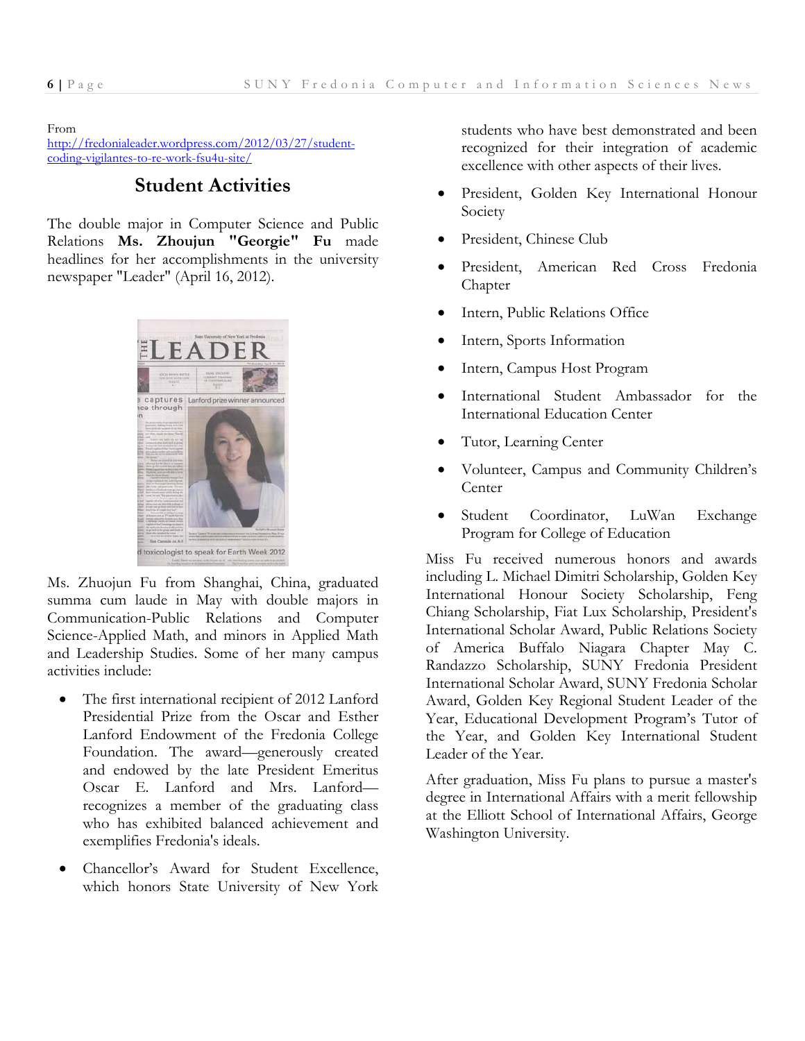From
[http://fredonialeader.wordpress.com/2012/03/27/student-coding-vigilantes-to-re-work-fsu4u-site/](http://fredonialeader.wordpress.com/2012/03/27/student-coding-vigilantes-to-re-work-fsu4u-site/)

## Student Activities

The double major in Computer Science and Public Relations **Ms. Zhoujun "Georgie" Fu** made headlines for her accomplishments in the university newspaper "Leader" (April 16, 2012).

Ms. Zhuojun Fu from Shanghai, China, graduated summa cum laude in May with double majors in Communication-Public Relations and Computer Science-Applied Math, and minors in Applied Math and Leadership Studies. Some of her many campus activities include:

- The first international recipient of 2012 Lanford Presidential Prize from the Oscar and Esther Lanford Endowment of the Fredonia College Foundation. The award—generously created and endowed by the late President Emeritus Oscar E. Lanford and Mrs. Lanford—recognizes a member of the graduating class who has exhibited balanced achievement and exemplifies Fredonia's ideals.
- Chancellor's Award for Student Excellence, which honors State University of New York students who have best demonstrated and been recognized for their integration of academic excellence with other aspects of their lives.
- President, Golden Key International Honour Society
- President, Chinese Club
- President, American Red Cross Fredonia Chapter
- Intern, Public Relations Office
- Intern, Sports Information
- Intern, Campus Host Program
- International Student Ambassador for the International Education Center
- Tutor, Learning Center
- Volunteer, Campus and Community Children's Center
- Student Coordinator, LuWan Exchange Program for College of Education

Miss Fu received numerous honors and awards including L. Michael Dimitri Scholarship, Golden Key International Honour Society Scholarship, Feng Chiang Scholarship, Fiat Lux Scholarship, President's International Scholar Award, Public Relations Society of America Buffalo Niagara Chapter May C. Randazzo Scholarship, SUNY Fredonia President International Scholar Award, SUNY Fredonia Scholar Award, Golden Key Regional Student Leader of the Year, Educational Development Program's Tutor of the Year, and Golden Key International Student Leader of the Year.

After graduation, Miss Fu plans to pursue a master's degree in International Affairs with a merit fellowship at the Elliott School of International Affairs, George Washington University.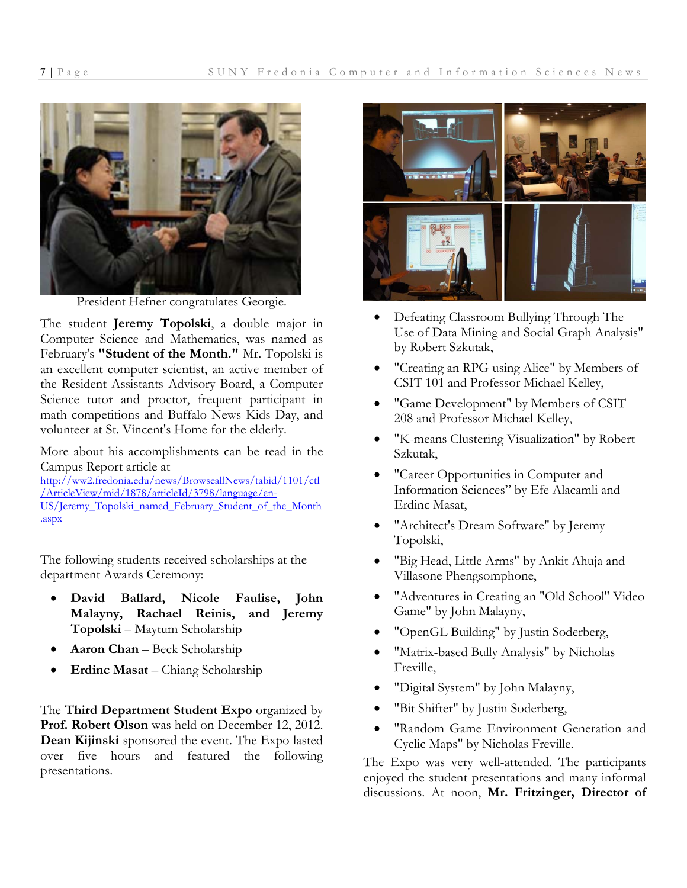President Hefner congratulates Georgie.

The student **Jeremy Topolski**, a double major in Computer Science and Mathematics, was named as February's **"Student of the Month."** Mr. Topolski is an excellent computer scientist, an active member of the Resident Assistants Advisory Board, a Computer Science tutor and proctor, frequent participant in math competitions and Buffalo News Kids Day, and volunteer at St. Vincent's Home for the elderly.

More about his accomplishments can be read in the Campus Report article at http://ww2.fredonia.edu/news/BrowseallNews/tabid/1101/ctl/ArticleView/mid/1878/articleId/3798/language/en-US/Jeremy_Topolski_named_February_Student_of_the_Month.aspx

The following students received scholarships at the department Awards Ceremony:

- **David Ballard, Nicole Faulise, John Malayny, Rachael Reinis, and Jeremy Topolski** – Maytum Scholarship
- **Aaron Chan** – Beck Scholarship
- **Erdinc Masat** – Chiang Scholarship

The **Third Department Student Expo** organized by **Prof. Robert Olson** was held on December 12, 2012. **Dean Kijinski** sponsored the event. The Expo lasted over five hours and featured the following presentations.

- Defeating Classroom Bullying Through The Use of Data Mining and Social Graph Analysis" by Robert Szkutak,
- "Creating an RPG using Alice" by Members of CSIT 101 and Professor Michael Kelley,
- "Game Development" by Members of CSIT 208 and Professor Michael Kelley,
- "K-means Clustering Visualization" by Robert Szkutak,
- "Career Opportunities in Computer and Information Sciences" by Efe Alacamli and Erdinc Masat,
- "Architect's Dream Software" by Jeremy Topolski,
- "Big Head, Little Arms" by Ankit Ahuja and Villasone Phengsomphone,
- "Adventures in Creating an "Old School" Video Game" by John Malayny,
- "OpenGL Building" by Justin Soderberg,
- "Matrix-based Bully Analysis" by Nicholas Freville,
- "Digital System" by John Malayny,
- "Bit Shifter" by Justin Soderberg,
- "Random Game Environment Generation and Cyclic Maps" by Nicholas Freville.

The Expo was very well-attended. The participants enjoyed the student presentations and many informal discussions. At noon, **Mr. Fritzinger, Director of**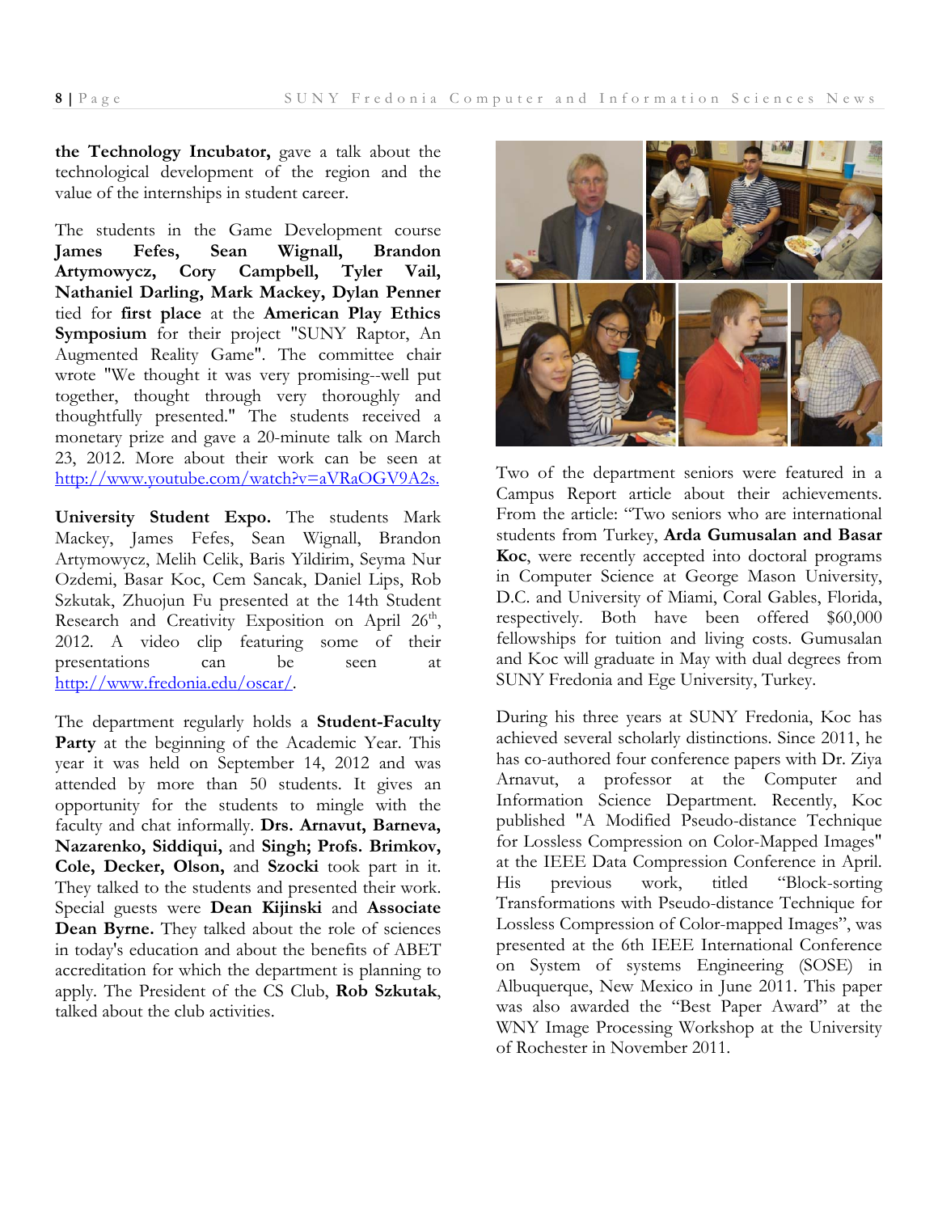**the Technology Incubator,** gave a talk about the technological development of the region and the value of the internships in student career.

The students in the Game Development course **James Fefes, Sean Wignall, Brandon Artymowycz, Cory Campbell, Tyler Vail, Nathaniel Darling, Mark Mackey, Dylan Penner** tied for **first place** at the **American Play Ethics Symposium** for their project "SUNY Raptor, An Augmented Reality Game". The committee chair wrote "We thought it was very promising--well put together, thought through very thoroughly and thoughtfully presented." The students received a monetary prize and gave a 20-minute talk on March 23, 2012. More about their work can be seen at http://www.youtube.com/watch?v=aVRaOGV9A2s.

**University Student Expo.** The students Mark Mackey, James Fefes, Sean Wignall, Brandon Artymowycz, Melih Celik, Baris Yildirim, Seyma Nur Ozdemi, Basar Koc, Cem Sancak, Daniel Lips, Rob Szkutak, Zhuojun Fu presented at the 14th Student Research and Creativity Exposition on April 26th, 2012. A video clip featuring some of their presentations can be seen at http://www.fredonia.edu/oscar/.

The department regularly holds a **Student-Faculty Party** at the beginning of the Academic Year. This year it was held on September 14, 2012 and was attended by more than 50 students. It gives an opportunity for the students to mingle with the faculty and chat informally. **Drs. Arnavut, Barneva, Nazarenko, Siddiqui,** and **Singh; Profs. Brimkov, Cole, Decker, Olson,** and **Szocki** took part in it. They talked to the students and presented their work. Special guests were **Dean Kijinski** and **Associate Dean Byrne.** They talked about the role of sciences in today's education and about the benefits of ABET accreditation for which the department is planning to apply. The President of the CS Club, **Rob Szkutak**, talked about the club activities.

Two of the department seniors were featured in a Campus Report article about their achievements. From the article: "Two seniors who are international students from Turkey, **Arda Gumusalan and Basar Koc**, were recently accepted into doctoral programs in Computer Science at George Mason University, D.C. and University of Miami, Coral Gables, Florida, respectively. Both have been offered $60,000 fellowships for tuition and living costs. Gumusalan and Koc will graduate in May with dual degrees from SUNY Fredonia and Ege University, Turkey.

During his three years at SUNY Fredonia, Koc has achieved several scholarly distinctions. Since 2011, he has co-authored four conference papers with Dr. Ziya Arnavut, a professor at the Computer and Information Science Department. Recently, Koc published "A Modified Pseudo-distance Technique for Lossless Compression on Color-Mapped Images" at the IEEE Data Compression Conference in April. His previous work, titled "Block-sorting Transformations with Pseudo-distance Technique for Lossless Compression of Color-mapped Images", was presented at the 6th IEEE International Conference on System of systems Engineering (SOSE) in Albuquerque, New Mexico in June 2011. This paper was also awarded the "Best Paper Award" at the WNY Image Processing Workshop at the University of Rochester in November 2011.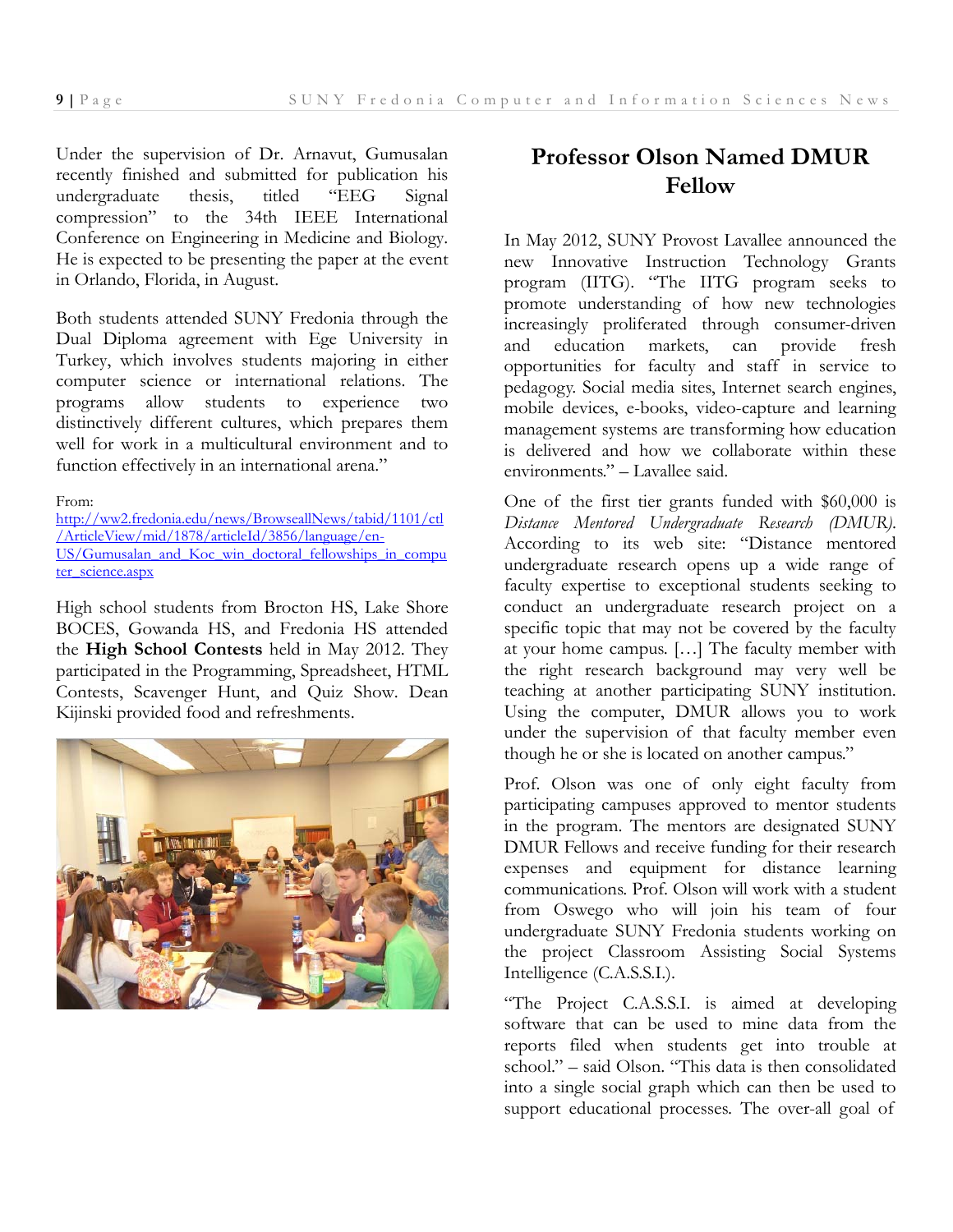Under the supervision of Dr. Arnavut, Gumusalan recently finished and submitted for publication his undergraduate thesis, titled "EEG Signal compression" to the 34th IEEE International Conference on Engineering in Medicine and Biology. He is expected to be presenting the paper at the event in Orlando, Florida, in August.

Both students attended SUNY Fredonia through the Dual Diploma agreement with Ege University in Turkey, which involves students majoring in either computer science or international relations. The programs allow students to experience two distinctively different cultures, which prepares them well for work in a multicultural environment and to function effectively in an international arena."

From:
http://ww2.fredonia.edu/news/BrowseallNews/tabid/1101/ctl/ArticleView/mid/1878/articleId/3856/language/en-US/Gumusalan_and_Koc_win_doctoral_fellowships_in_computer_science.aspx

High school students from Brocton HS, Lake Shore BOCES, Gowanda HS, and Fredonia HS attended the **High School Contests** held in May 2012. They participated in the Programming, Spreadsheet, HTML Contests, Scavenger Hunt, and Quiz Show. Dean Kijinski provided food and refreshments.

## Professor Olson Named DMUR Fellow

In May 2012, SUNY Provost Lavallee announced the new Innovative Instruction Technology Grants program (IITG). "The IITG program seeks to promote understanding of how new technologies increasingly proliferated through consumer-driven and education markets, can provide fresh opportunities for faculty and staff in service to pedagogy. Social media sites, Internet search engines, mobile devices, e-books, video-capture and learning management systems are transforming how education is delivered and how we collaborate within these environments." – Lavallee said.

One of the first tier grants funded with $60,000 is *Distance Mentored Undergraduate Research (DMUR)*. According to its web site: "Distance mentored undergraduate research opens up a wide range of faculty expertise to exceptional students seeking to conduct an undergraduate research project on a specific topic that may not be covered by the faculty at your home campus. […] The faculty member with the right research background may very well be teaching at another participating SUNY institution. Using the computer, DMUR allows you to work under the supervision of that faculty member even though he or she is located on another campus."

Prof. Olson was one of only eight faculty from participating campuses approved to mentor students in the program. The mentors are designated SUNY DMUR Fellows and receive funding for their research expenses and equipment for distance learning communications. Prof. Olson will work with a student from Oswego who will join his team of four undergraduate SUNY Fredonia students working on the project Classroom Assisting Social Systems Intelligence (C.A.S.S.I.).

"The Project C.A.S.S.I. is aimed at developing software that can be used to mine data from the reports filed when students get into trouble at school." – said Olson. "This data is then consolidated into a single social graph which can then be used to support educational processes. The over-all goal of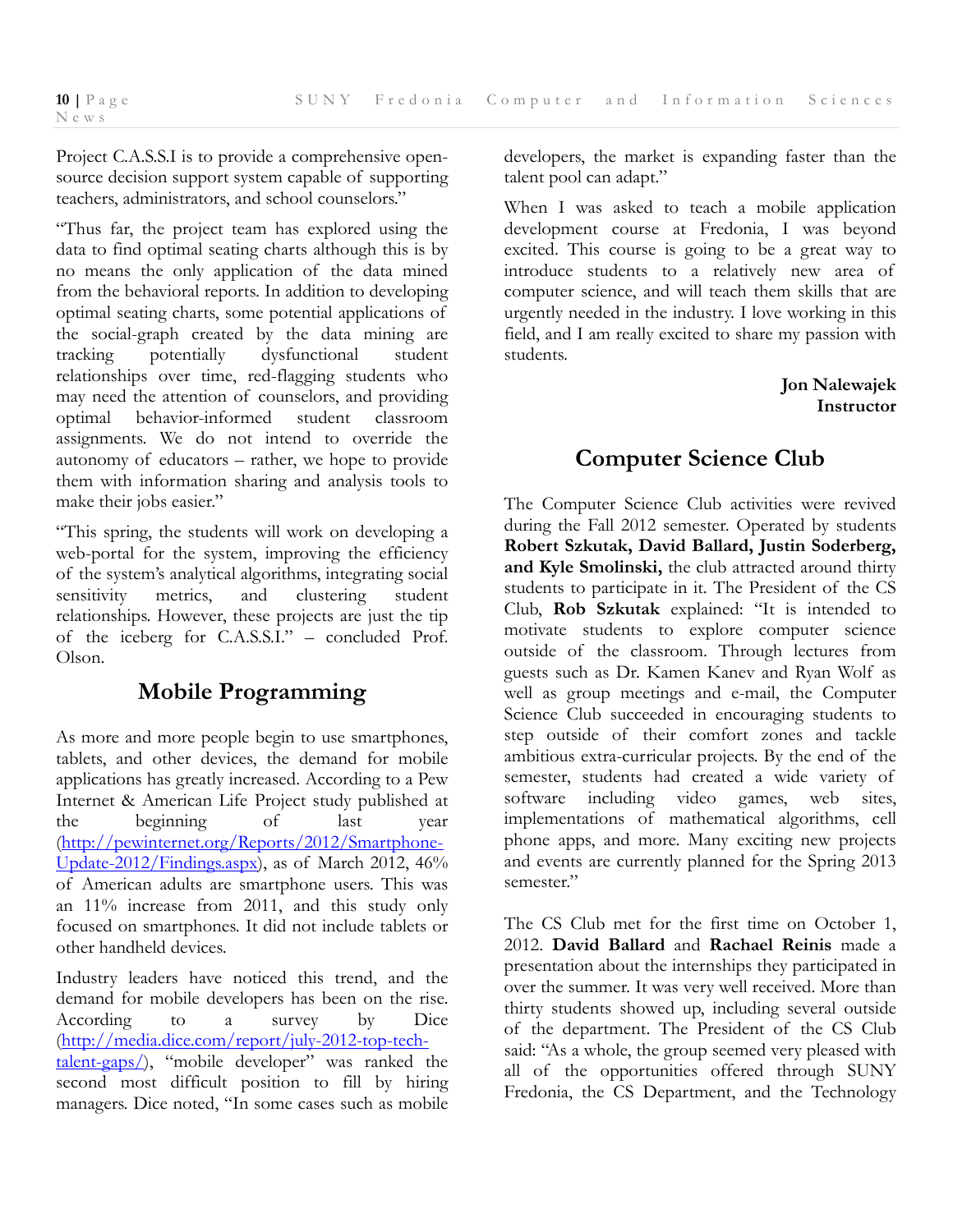Project C.A.S.S.I is to provide a comprehensive open-source decision support system capable of supporting teachers, administrators, and school counselors."

"Thus far, the project team has explored using the data to find optimal seating charts although this is by no means the only application of the data mined from the behavioral reports. In addition to developing optimal seating charts, some potential applications of the social-graph created by the data mining are tracking potentially dysfunctional student relationships over time, red-flagging students who may need the attention of counselors, and providing optimal behavior-informed student classroom assignments. We do not intend to override the autonomy of educators – rather, we hope to provide them with information sharing and analysis tools to make their jobs easier."

"This spring, the students will work on developing a web-portal for the system, improving the efficiency of the system's analytical algorithms, integrating social sensitivity metrics, and clustering student relationships. However, these projects are just the tip of the iceberg for C.A.S.S.I." – concluded Prof. Olson.

## Mobile Programming

As more and more people begin to use smartphones, tablets, and other devices, the demand for mobile applications has greatly increased. According to a Pew Internet & American Life Project study published at the beginning of last year (http://pewinternet.org/Reports/2012/Smartphone-Update-2012/Findings.aspx), as of March 2012, 46% of American adults are smartphone users. This was an 11% increase from 2011, and this study only focused on smartphones. It did not include tablets or other handheld devices.

Industry leaders have noticed this trend, and the demand for mobile developers has been on the rise. According to a survey by Dice (http://media.dice.com/report/july-2012-top-tech-talent-gaps/), "mobile developer" was ranked the second most difficult position to fill by hiring managers. Dice noted, "In some cases such as mobile developers, the market is expanding faster than the talent pool can adapt."

When I was asked to teach a mobile application development course at Fredonia, I was beyond excited. This course is going to be a great way to introduce students to a relatively new area of computer science, and will teach them skills that are urgently needed in the industry. I love working in this field, and I am really excited to share my passion with students.

**Jon Nalewajek**
**Instructor**

## Computer Science Club

The Computer Science Club activities were revived during the Fall 2012 semester. Operated by students **Robert Szkutak, David Ballard, Justin Soderberg, and Kyle Smolinski,** the club attracted around thirty students to participate in it. The President of the CS Club, **Rob Szkutak** explained: "It is intended to motivate students to explore computer science outside of the classroom. Through lectures from guests such as Dr. Kamen Kanev and Ryan Wolf as well as group meetings and e-mail, the Computer Science Club succeeded in encouraging students to step outside of their comfort zones and tackle ambitious extra-curricular projects. By the end of the semester, students had created a wide variety of software including video games, web sites, implementations of mathematical algorithms, cell phone apps, and more. Many exciting new projects and events are currently planned for the Spring 2013 semester."

The CS Club met for the first time on October 1, 2012. **David Ballard** and **Rachael Reinis** made a presentation about the internships they participated in over the summer. It was very well received. More than thirty students showed up, including several outside of the department. The President of the CS Club said: "As a whole, the group seemed very pleased with all of the opportunities offered through SUNY Fredonia, the CS Department, and the Technology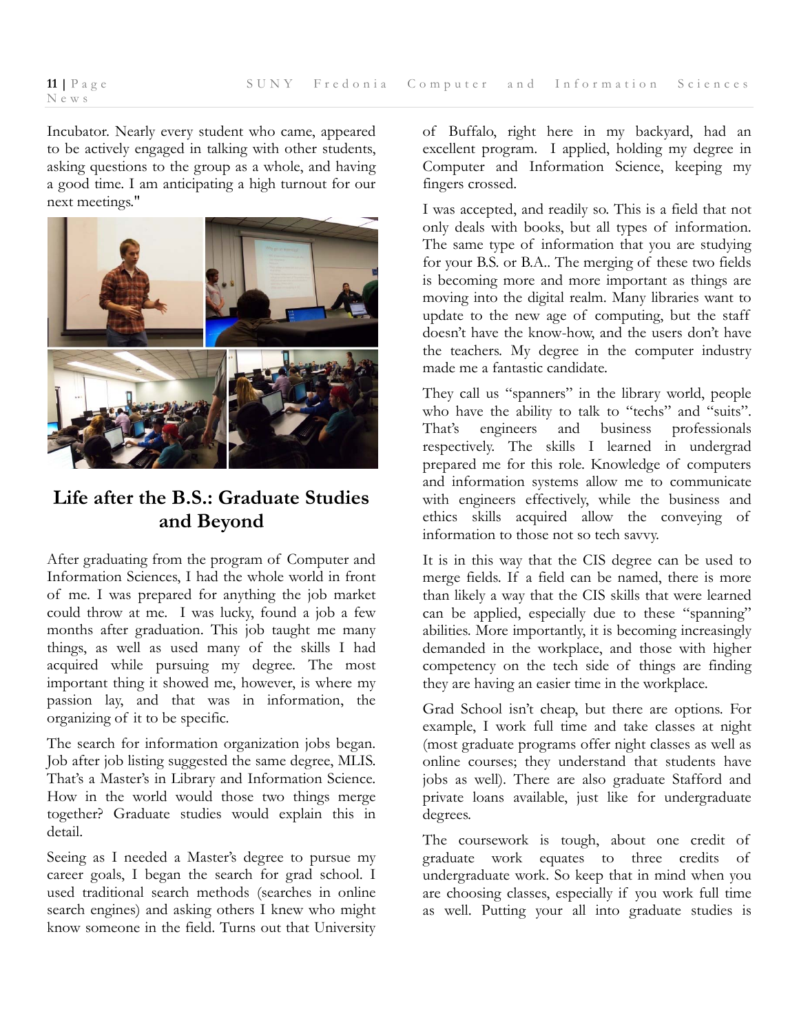Incubator. Nearly every student who came, appeared to be actively engaged in talking with other students, asking questions to the group as a whole, and having a good time. I am anticipating a high turnout for our next meetings."

## Life after the B.S.: Graduate Studies and Beyond

After graduating from the program of Computer and Information Sciences, I had the whole world in front of me. I was prepared for anything the job market could throw at me. I was lucky, found a job a few months after graduation. This job taught me many things, as well as used many of the skills I had acquired while pursuing my degree. The most important thing it showed me, however, is where my passion lay, and that was in information, the organizing of it to be specific.

The search for information organization jobs began. Job after job listing suggested the same degree, MLIS. That's a Master's in Library and Information Science. How in the world would those two things merge together? Graduate studies would explain this in detail.

Seeing as I needed a Master's degree to pursue my career goals, I began the search for grad school. I used traditional search methods (searches in online search engines) and asking others I knew who might know someone in the field. Turns out that University of Buffalo, right here in my backyard, had an excellent program. I applied, holding my degree in Computer and Information Science, keeping my fingers crossed.

I was accepted, and readily so. This is a field that not only deals with books, but all types of information. The same type of information that you are studying for your B.S. or B.A.. The merging of these two fields is becoming more and more important as things are moving into the digital realm. Many libraries want to update to the new age of computing, but the staff doesn't have the know-how, and the users don't have the teachers. My degree in the computer industry made me a fantastic candidate.

They call us "spanners" in the library world, people who have the ability to talk to "techs" and "suits". That's engineers and business professionals respectively. The skills I learned in undergrad prepared me for this role. Knowledge of computers and information systems allow me to communicate with engineers effectively, while the business and ethics skills acquired allow the conveying of information to those not so tech savvy.

It is in this way that the CIS degree can be used to merge fields. If a field can be named, there is more than likely a way that the CIS skills that were learned can be applied, especially due to these "spanning" abilities. More importantly, it is becoming increasingly demanded in the workplace, and those with higher competency on the tech side of things are finding they are having an easier time in the workplace.

Grad School isn't cheap, but there are options. For example, I work full time and take classes at night (most graduate programs offer night classes as well as online courses; they understand that students have jobs as well). There are also graduate Stafford and private loans available, just like for undergraduate degrees.

The coursework is tough, about one credit of graduate work equates to three credits of undergraduate work. So keep that in mind when you are choosing classes, especially if you work full time as well. Putting your all into graduate studies is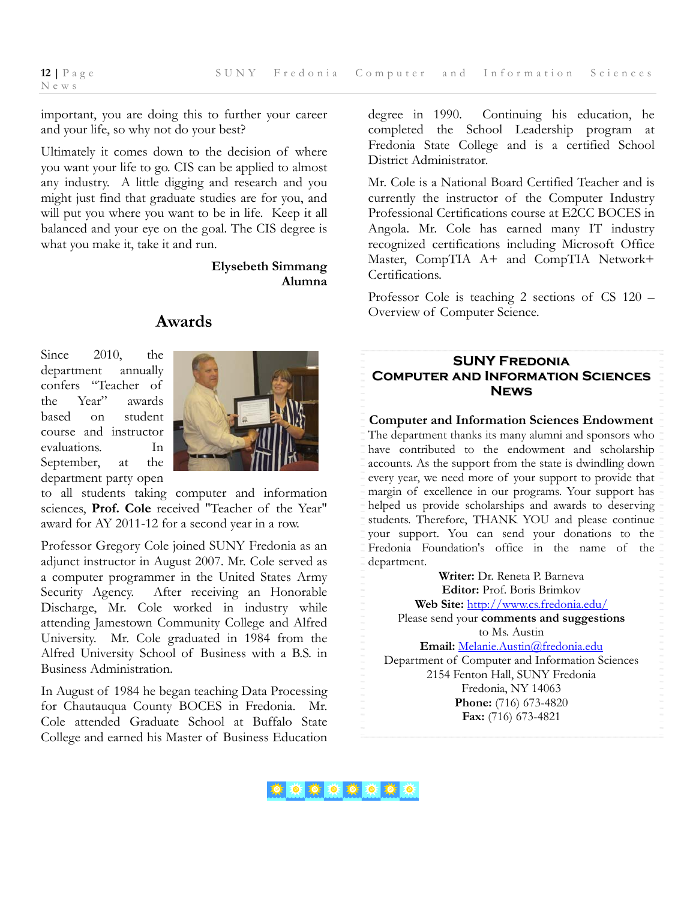important, you are doing this to further your career and your life, so why not do your best?

Ultimately it comes down to the decision of where you want your life to go. CIS can be applied to almost any industry. A little digging and research and you might just find that graduate studies are for you, and will put you where you want to be in life. Keep it all balanced and your eye on the goal. The CIS degree is what you make it, take it and run.

**Elysebeth Simmang**
**Alumna**

## Awards

Since 2010, the department annually confers "Teacher of the Year" awards based on student course and instructor evaluations. In September, at the department party open to all students taking computer and information sciences, **Prof. Cole** received "Teacher of the Year" award for AY 2011-12 for a second year in a row.

Professor Gregory Cole joined SUNY Fredonia as an adjunct instructor in August 2007. Mr. Cole served as a computer programmer in the United States Army Security Agency. After receiving an Honorable Discharge, Mr. Cole worked in industry while attending Jamestown Community College and Alfred University. Mr. Cole graduated in 1984 from the Alfred University School of Business with a B.S. in Business Administration.

In August of 1984 he began teaching Data Processing for Chautauqua County BOCES in Fredonia. Mr. Cole attended Graduate School at Buffalo State College and earned his Master of Business Education degree in 1990. Continuing his education, he completed the School Leadership program at Fredonia State College and is a certified School District Administrator.

Mr. Cole is a National Board Certified Teacher and is currently the instructor of the Computer Industry Professional Certifications course at E2CC BOCES in Angola. Mr. Cole has earned many IT industry recognized certifications including Microsoft Office Master, CompTIA A+ and CompTIA Network+ Certifications.

Professor Cole is teaching 2 sections of CS 120 – Overview of Computer Science.

## SUNY Fredonia Computer and Information Sciences News

**Computer and Information Sciences Endowment**

The department thanks its many alumni and sponsors who have contributed to the endowment and scholarship accounts. As the support from the state is dwindling down every year, we need more of your support to provide that margin of excellence in our programs. Your support has helped us provide scholarships and awards to deserving students. Therefore, THANK YOU and please continue your support. You can send your donations to the Fredonia Foundation's office in the name of the department.

**Writer:** Dr. Reneta P. Barneva
**Editor:** Prof. Boris Brimkov
**Web Site:** http://www.cs.fredonia.edu/
Please send your **comments and suggestions** to Ms. Austin
**Email:** Melanie.Austin@fredonia.edu
Department of Computer and Information Sciences
2154 Fenton Hall, SUNY Fredonia
Fredonia, NY 14063
**Phone:** (716) 673-4820
**Fax:** (716) 673-4821